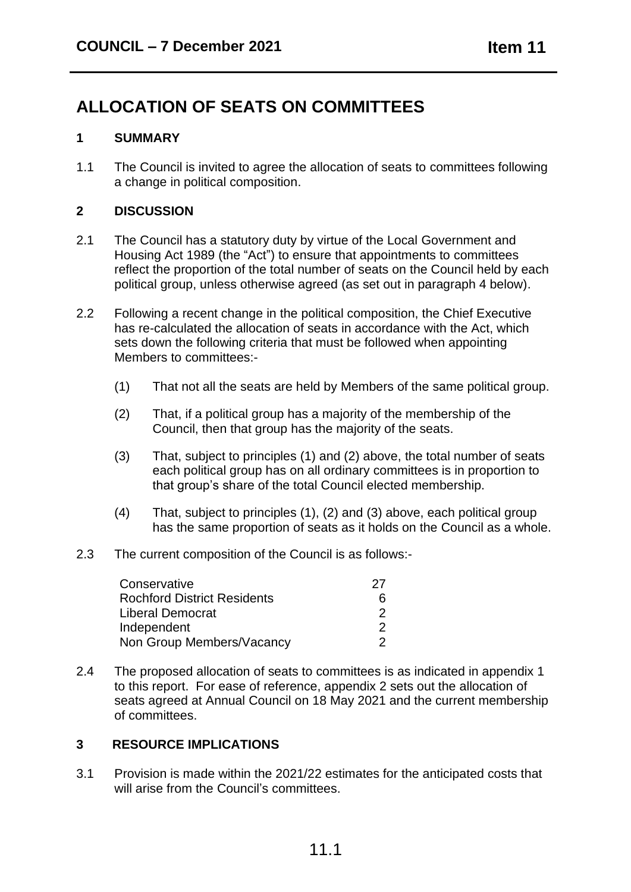**COUNCIL – 7 December 2021** **Item 11**

# ALLOCATION OF SEATS ON COMMITTEES

## 1 SUMMARY

1.1 The Council is invited to agree the allocation of seats to committees following a change in political composition.

## 2 DISCUSSION

2.1 The Council has a statutory duty by virtue of the Local Government and Housing Act 1989 (the "Act") to ensure that appointments to committees reflect the proportion of the total number of seats on the Council held by each political group, unless otherwise agreed (as set out in paragraph 4 below).

2.2 Following a recent change in the political composition, the Chief Executive has re-calculated the allocation of seats in accordance with the Act, which sets down the following criteria that must be followed when appointing Members to committees:-

(1) That not all the seats are held by Members of the same political group.

(2) That, if a political group has a majority of the membership of the Council, then that group has the majority of the seats.

(3) That, subject to principles (1) and (2) above, the total number of seats each political group has on all ordinary committees is in proportion to that group's share of the total Council elected membership.

(4) That, subject to principles (1), (2) and (3) above, each political group has the same proportion of seats as it holds on the Council as a whole.

2.3 The current composition of the Council is as follows:-

| | |
|---|---|
| Conservative | 27 |
| Rochford District Residents | 6 |
| Liberal Democrat | 2 |
| Independent | 2 |
| Non Group Members/Vacancy | 2 |

2.4 The proposed allocation of seats to committees is as indicated in appendix 1 to this report. For ease of reference, appendix 2 sets out the allocation of seats agreed at Annual Council on 18 May 2021 and the current membership of committees.

## 3 RESOURCE IMPLICATIONS

3.1 Provision is made within the 2021/22 estimates for the anticipated costs that will arise from the Council's committees.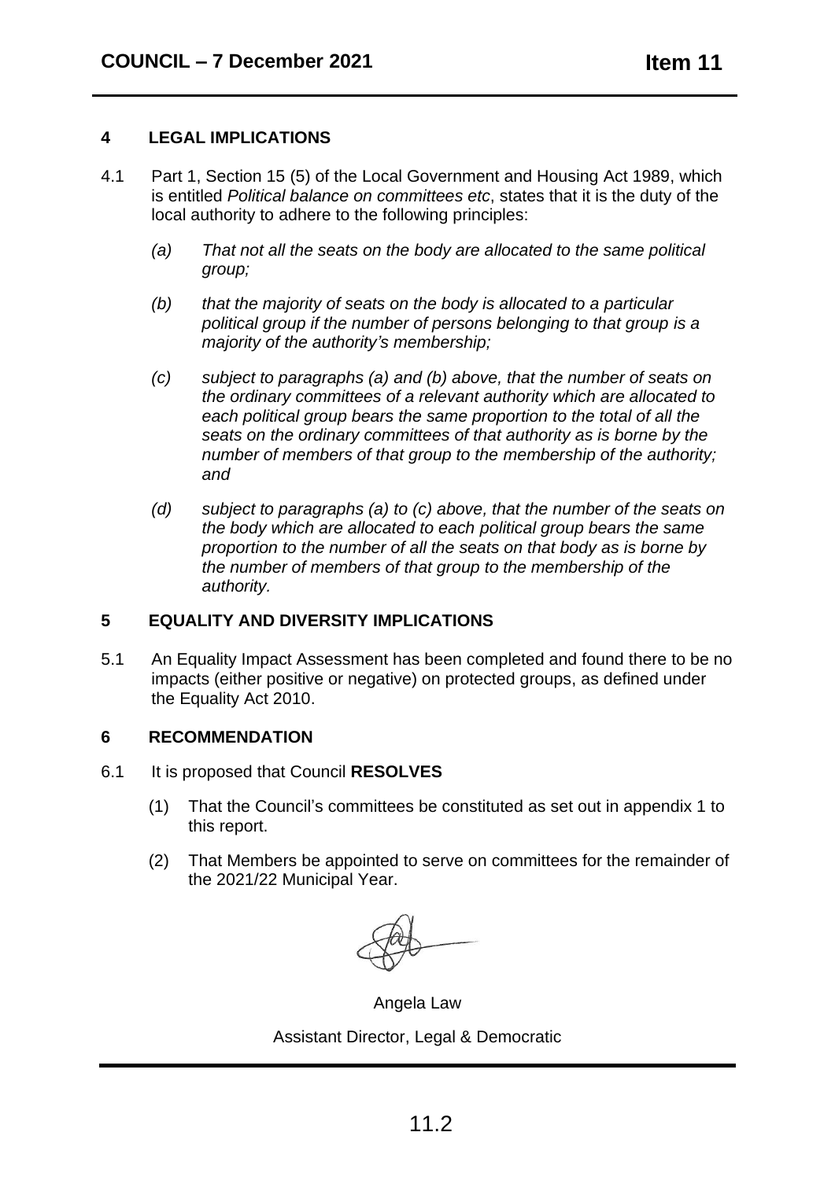## 4 LEGAL IMPLICATIONS

4.1 Part 1, Section 15 (5) of the Local Government and Housing Act 1989, which is entitled *Political balance on committees etc*, states that it is the duty of the local authority to adhere to the following principles:

*(a) That not all the seats on the body are allocated to the same political group;*

*(b) that the majority of seats on the body is allocated to a particular political group if the number of persons belonging to that group is a majority of the authority's membership;*

*(c) subject to paragraphs (a) and (b) above, that the number of seats on the ordinary committees of a relevant authority which are allocated to each political group bears the same proportion to the total of all the seats on the ordinary committees of that authority as is borne by the number of members of that group to the membership of the authority; and*

*(d) subject to paragraphs (a) to (c) above, that the number of the seats on the body which are allocated to each political group bears the same proportion to the number of all the seats on that body as is borne by the number of members of that group to the membership of the authority.*

## 5 EQUALITY AND DIVERSITY IMPLICATIONS

5.1 An Equality Impact Assessment has been completed and found there to be no impacts (either positive or negative) on protected groups, as defined under the Equality Act 2010.

## 6 RECOMMENDATION

6.1 It is proposed that Council **RESOLVES**

(1) That the Council's committees be constituted as set out in appendix 1 to this report.

(2) That Members be appointed to serve on committees for the remainder of the 2021/22 Municipal Year.

Angela Law

Assistant Director, Legal & Democratic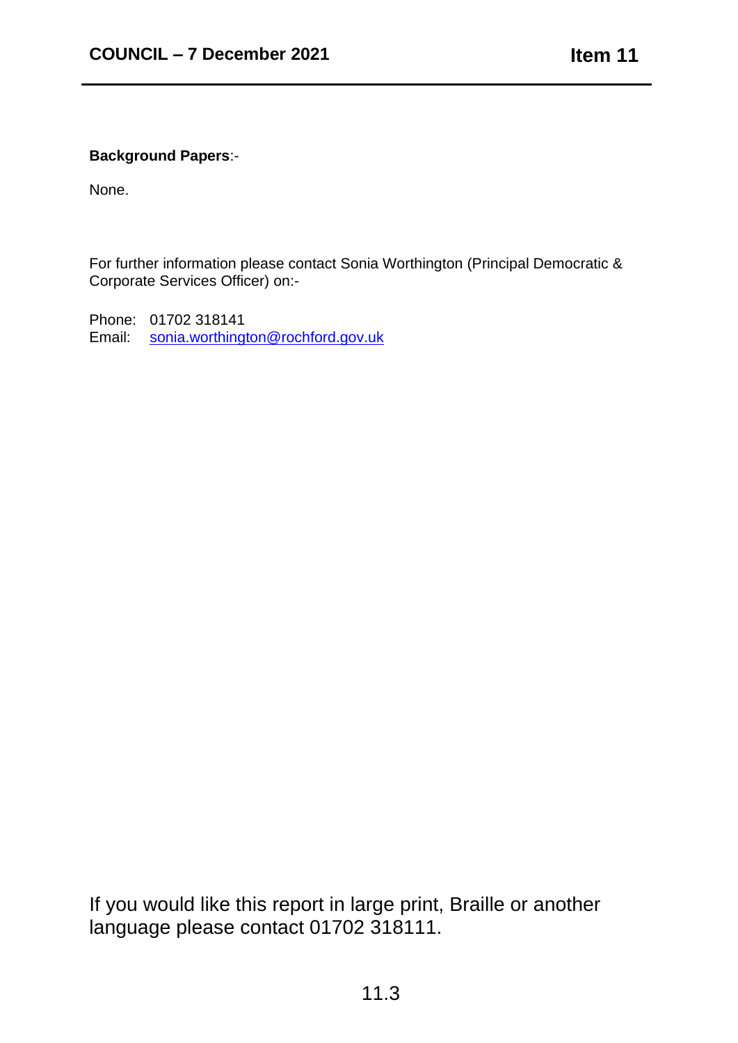**Background Papers**:-

None.

For further information please contact Sonia Worthington (Principal Democratic & Corporate Services Officer) on:-

Phone: 01702 318141
Email: sonia.worthington@rochford.gov.uk

If you would like this report in large print, Braille or another language please contact 01702 318111.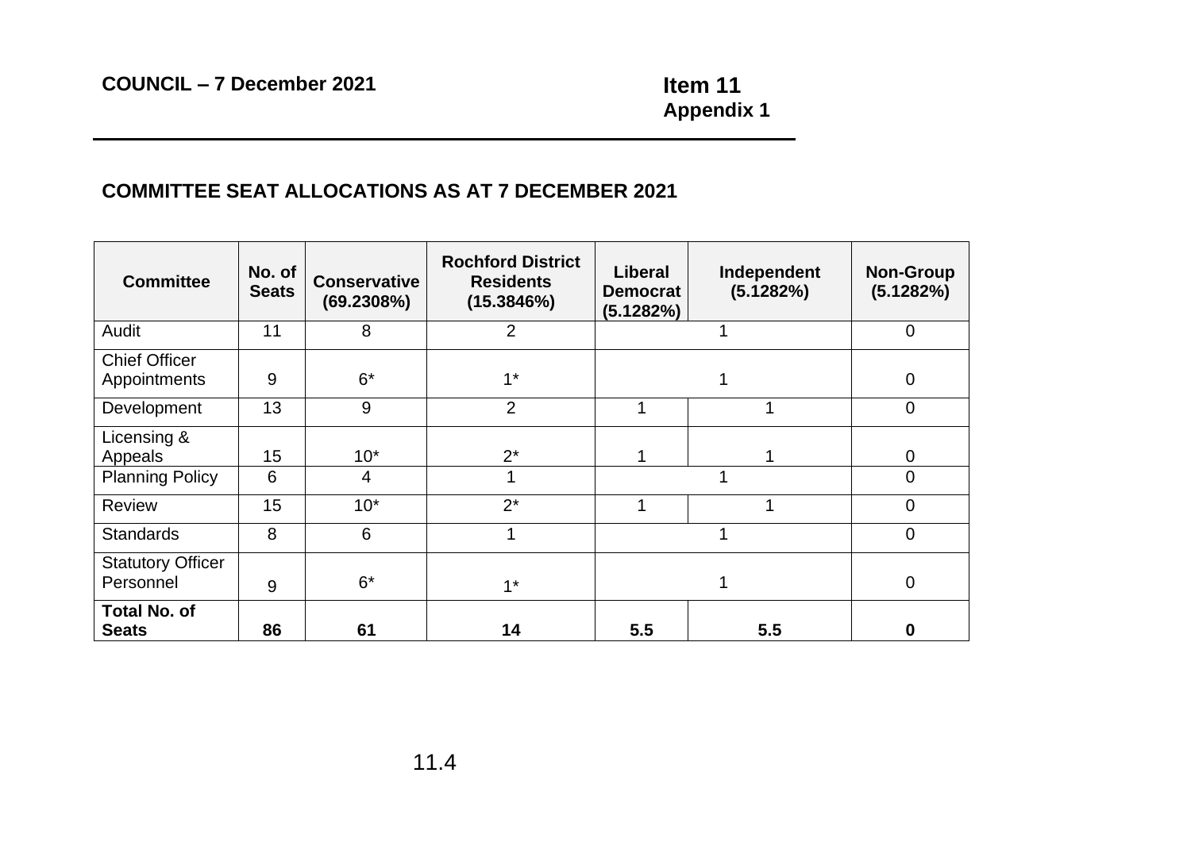COUNCIL – 7 December 2021

**Item 11**
**Appendix 1**

## COMMITTEE SEAT ALLOCATIONS AS AT 7 DECEMBER 2021

| Committee | No. of Seats | Conservative (69.2308%) | Rochford District Residents (15.3846%) | Liberal Democrat (5.1282%) | Independent (5.1282%) | Non-Group (5.1282%) |
|---|---|---|---|---|---|---|
| Audit | 11 | 8 | 2 | 1 | | 0 |
| Chief Officer Appointments | 9 | 6* | 1* | 1 | | 0 |
| Development | 13 | 9 | 2 | 1 | 1 | 0 |
| Licensing & Appeals | 15 | 10* | 2* | 1 | 1 | 0 |
| Planning Policy | 6 | 4 | 1 | 1 | | 0 |
| Review | 15 | 10* | 2* | 1 | 1 | 0 |
| Standards | 8 | 6 | 1 | 1 | | 0 |
| Statutory Officer Personnel | 9 | 6* | 1* | 1 | | 0 |
| **Total No. of Seats** | **86** | **61** | **14** | **5.5** | **5.5** | **0** |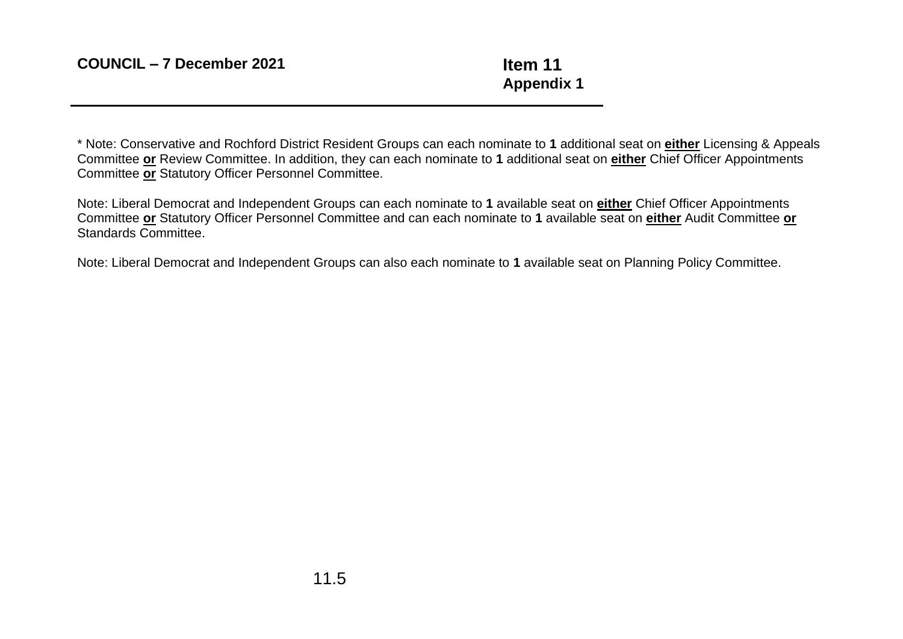* Note: Conservative and Rochford District Resident Groups can each nominate to **1** additional seat on **<u>either</u>** Licensing & Appeals Committee **<u>or</u>** Review Committee. In addition, they can each nominate to **1** additional seat on **<u>either</u>** Chief Officer Appointments Committee **<u>or</u>** Statutory Officer Personnel Committee.

Note: Liberal Democrat and Independent Groups can each nominate to **1** available seat on **<u>either</u>** Chief Officer Appointments Committee **<u>or</u>** Statutory Officer Personnel Committee and can each nominate to **1** available seat on **<u>either</u>** Audit Committee **<u>or</u>** Standards Committee.

Note: Liberal Democrat and Independent Groups can also each nominate to **1** available seat on Planning Policy Committee.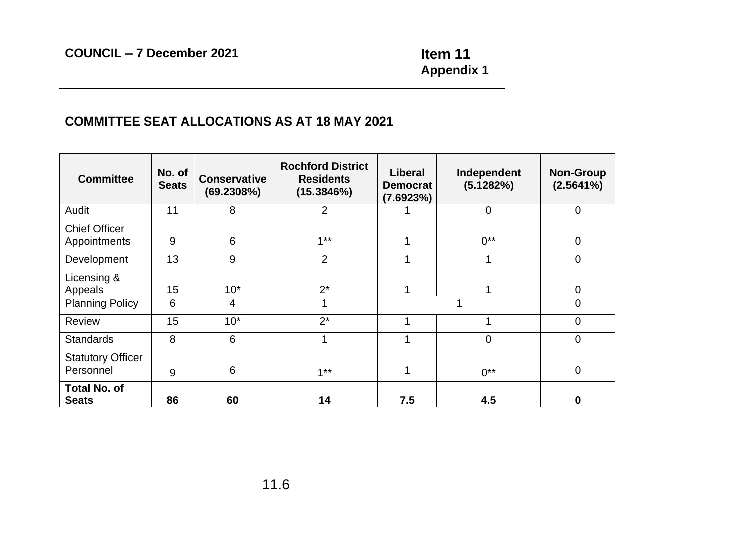**COUNCIL – 7 December 2021**

**Item 11**
**Appendix 1**

## COMMITTEE SEAT ALLOCATIONS AS AT 18 MAY 2021

| Committee | No. of Seats | Conservative (69.2308%) | Rochford District Residents (15.3846%) | Liberal Democrat (7.6923%) | Independent (5.1282%) | Non-Group (2.5641%) |
|---|---|---|---|---|---|---|
| Audit | 11 | 8 | 2 | 1 | 0 | 0 |
| Chief Officer Appointments | 9 | 6 | 1** | 1 | 0** | 0 |
| Development | 13 | 9 | 2 | 1 | 1 | 0 |
| Licensing & Appeals | 15 | 10* | 2* | 1 | 1 | 0 |
| Planning Policy | 6 | 4 | 1 | 1 | | 0 |
| Review | 15 | 10* | 2* | 1 | 1 | 0 |
| Standards | 8 | 6 | 1 | 1 | 0 | 0 |
| Statutory Officer Personnel | 9 | 6 | 1** | 1 | 0** | 0 |
| **Total No. of Seats** | **86** | **60** | **14** | **7.5** | **4.5** | **0** |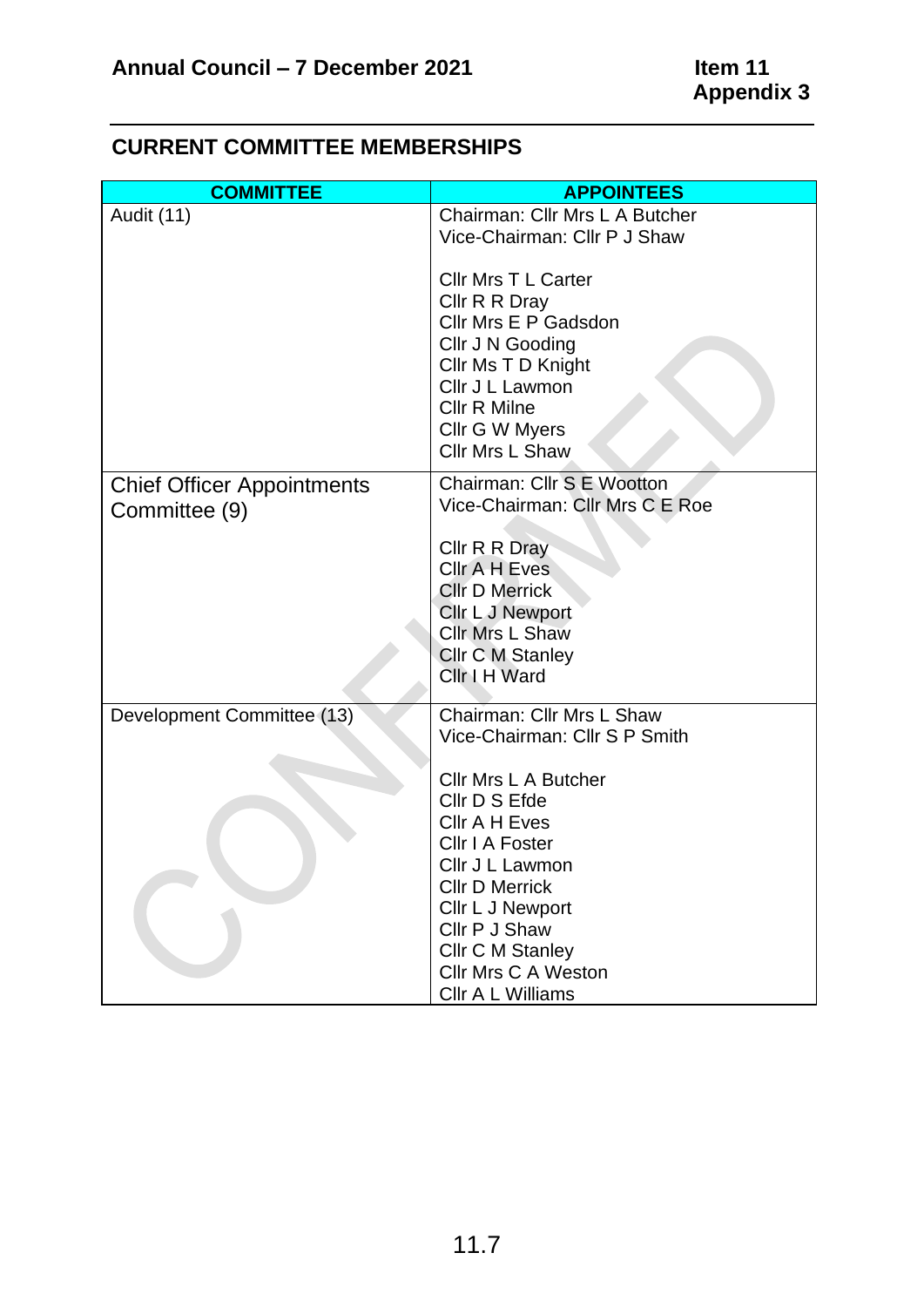Annual Council – 7 December 2021

Item 11
Appendix 3

## CURRENT COMMITTEE MEMBERSHIPS

| COMMITTEE | APPOINTEES |
| --- | --- |
| Audit (11) | Chairman: Cllr Mrs L A Butcher<br>Vice-Chairman: Cllr P J Shaw<br><br>Cllr Mrs T L Carter<br>Cllr R R Dray<br>Cllr Mrs E P Gadsdon<br>Cllr J N Gooding<br>Cllr Ms T D Knight<br>Cllr J L Lawmon<br>Cllr R Milne<br>Cllr G W Myers<br>Cllr Mrs L Shaw |
| Chief Officer Appointments Committee (9) | Chairman: Cllr S E Wootton<br>Vice-Chairman: Cllr Mrs C E Roe<br><br>Cllr R R Dray<br>Cllr A H Eves<br>Cllr D Merrick<br>Cllr L J Newport<br>Cllr Mrs L Shaw<br>Cllr C M Stanley<br>Cllr I H Ward |
| Development Committee (13) | Chairman: Cllr Mrs L Shaw<br>Vice-Chairman: Cllr S P Smith<br><br>Cllr Mrs L A Butcher<br>Cllr D S Efde<br>Cllr A H Eves<br>Cllr I A Foster<br>Cllr J L Lawmon<br>Cllr D Merrick<br>Cllr L J Newport<br>Cllr P J Shaw<br>Cllr C M Stanley<br>Cllr Mrs C A Weston<br>Cllr A L Williams |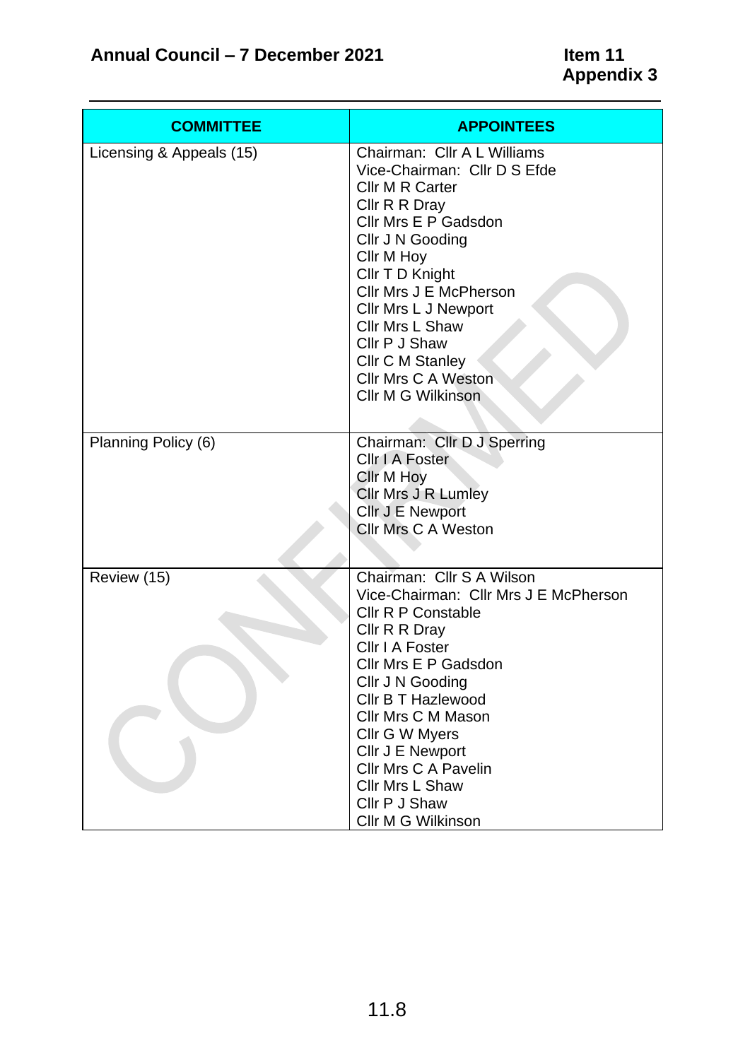**Annual Council – 7 December 2021** **Item 11**
**Appendix 3**

| COMMITTEE | APPOINTEES |
|---|---|
| Licensing & Appeals (15) | Chairman: Cllr A L Williams<br>Vice-Chairman: Cllr D S Efde<br>Cllr M R Carter<br>Cllr R R Dray<br>Cllr Mrs E P Gadsdon<br>Cllr J N Gooding<br>Cllr M Hoy<br>Cllr T D Knight<br>Cllr Mrs J E McPherson<br>Cllr Mrs L J Newport<br>Cllr Mrs L Shaw<br>Cllr P J Shaw<br>Cllr C M Stanley<br>Cllr Mrs C A Weston<br>Cllr M G Wilkinson |
| Planning Policy (6) | Chairman: Cllr D J Sperring<br>Cllr I A Foster<br>Cllr M Hoy<br>Cllr Mrs J R Lumley<br>Cllr J E Newport<br>Cllr Mrs C A Weston |
| Review (15) | Chairman: Cllr S A Wilson<br>Vice-Chairman: Cllr Mrs J E McPherson<br>Cllr R P Constable<br>Cllr R R Dray<br>Cllr I A Foster<br>Cllr Mrs E P Gadsdon<br>Cllr J N Gooding<br>Cllr B T Hazlewood<br>Cllr Mrs C M Mason<br>Cllr G W Myers<br>Cllr J E Newport<br>Cllr Mrs C A Pavelin<br>Cllr Mrs L Shaw<br>Cllr P J Shaw<br>Cllr M G Wilkinson |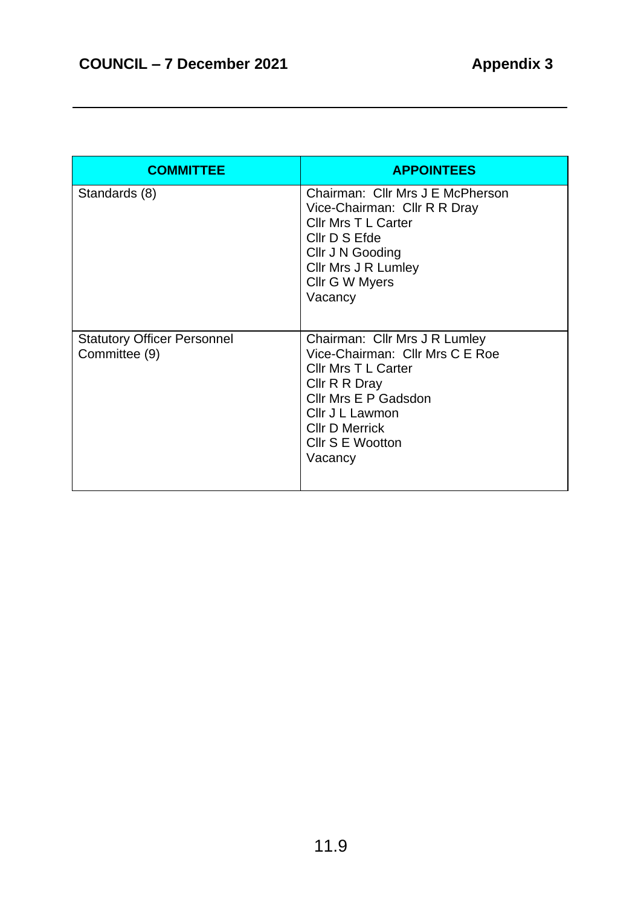# COUNCIL – 7 December 2021 Appendix 3

| COMMITTEE | APPOINTEES |
|---|---|
| Standards (8) | Chairman: Cllr Mrs J E McPherson<br>Vice-Chairman: Cllr R R Dray<br>Cllr Mrs T L Carter<br>Cllr D S Efde<br>Cllr J N Gooding<br>Cllr Mrs J R Lumley<br>Cllr G W Myers<br>Vacancy |
| Statutory Officer Personnel Committee (9) | Chairman: Cllr Mrs J R Lumley<br>Vice-Chairman: Cllr Mrs C E Roe<br>Cllr Mrs T L Carter<br>Cllr R R Dray<br>Cllr Mrs E P Gadsdon<br>Cllr J L Lawmon<br>Cllr D Merrick<br>Cllr S E Wootton<br>Vacancy |